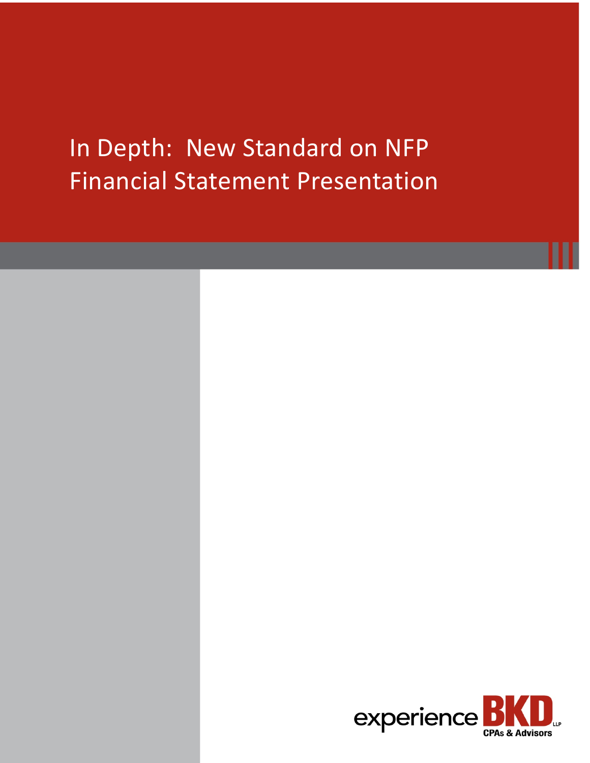# In Depth: New Standard on NFP Financial Statement Presentation

experience BKD LLP
CPAs & Advisors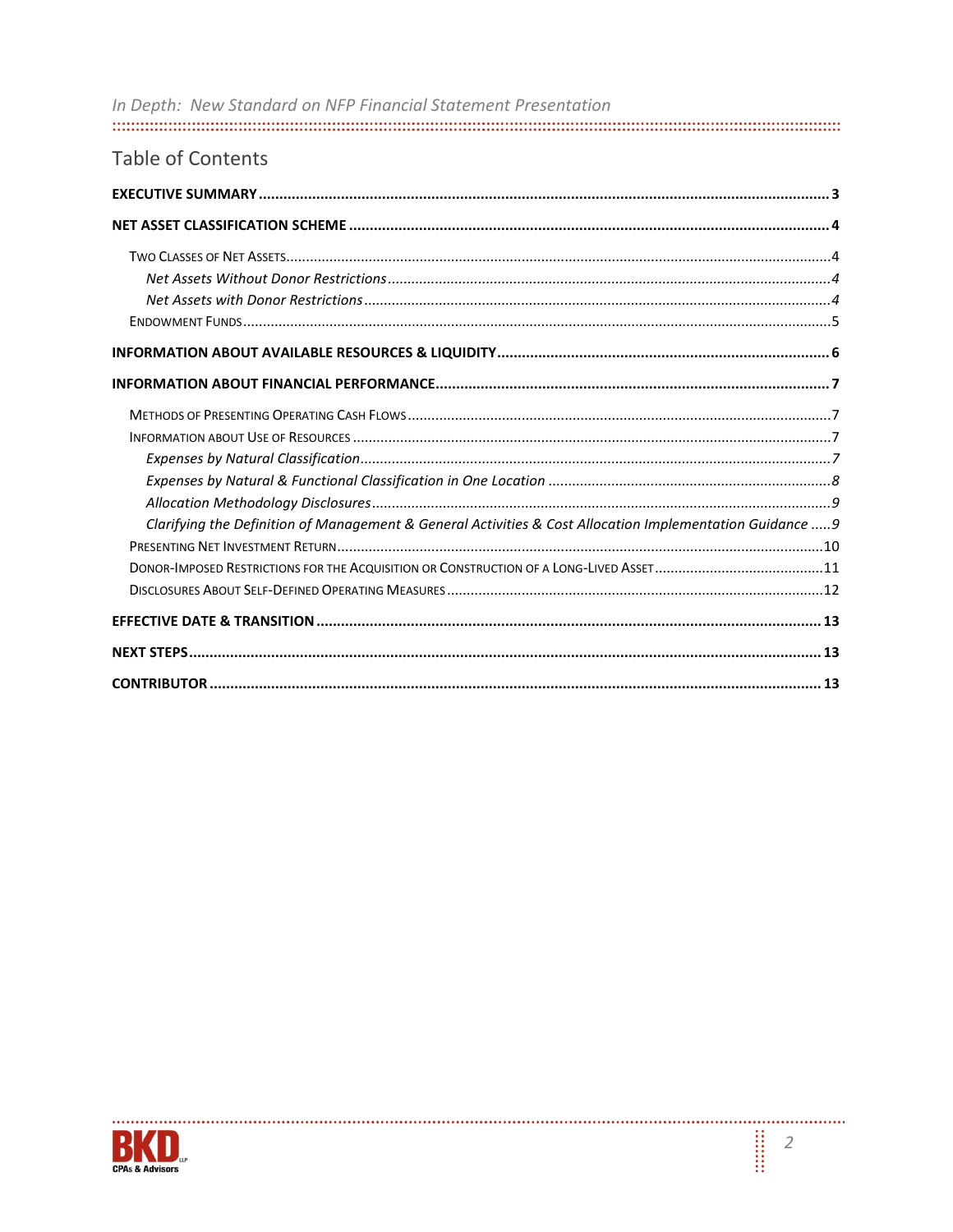## Table of Contents

**EXECUTIVE SUMMARY** ........................................................ 3

**NET ASSET CLASSIFICATION SCHEME** ........................................................ 4

- Two Classes of Net Assets ........................................................ 4
  - *Net Assets Without Donor Restrictions* ........................................................ *4*
  - *Net Assets with Donor Restrictions* ........................................................ *4*
- Endowment Funds ........................................................ 5

**INFORMATION ABOUT AVAILABLE RESOURCES & LIQUIDITY** ........................................................ 6

**INFORMATION ABOUT FINANCIAL PERFORMANCE** ........................................................ 7

- Methods of Presenting Operating Cash Flows ........................................................ 7
- Information about Use of Resources ........................................................ 7
  - *Expenses by Natural Classification* ........................................................ *7*
  - *Expenses by Natural & Functional Classification in One Location* ........................................................ *8*
  - *Allocation Methodology Disclosures* ........................................................ *9*
  - *Clarifying the Definition of Management & General Activities & Cost Allocation Implementation Guidance* ..... *9*
- Presenting Net Investment Return ........................................................ 10
- Donor-Imposed Restrictions for the Acquisition or Construction of a Long-Lived Asset ........................................................ 11
- Disclosures About Self-Defined Operating Measures ........................................................ 12

**EFFECTIVE DATE & TRANSITION** ........................................................ 13

**NEXT STEPS** ........................................................ 13

**CONTRIBUTOR** ........................................................ 13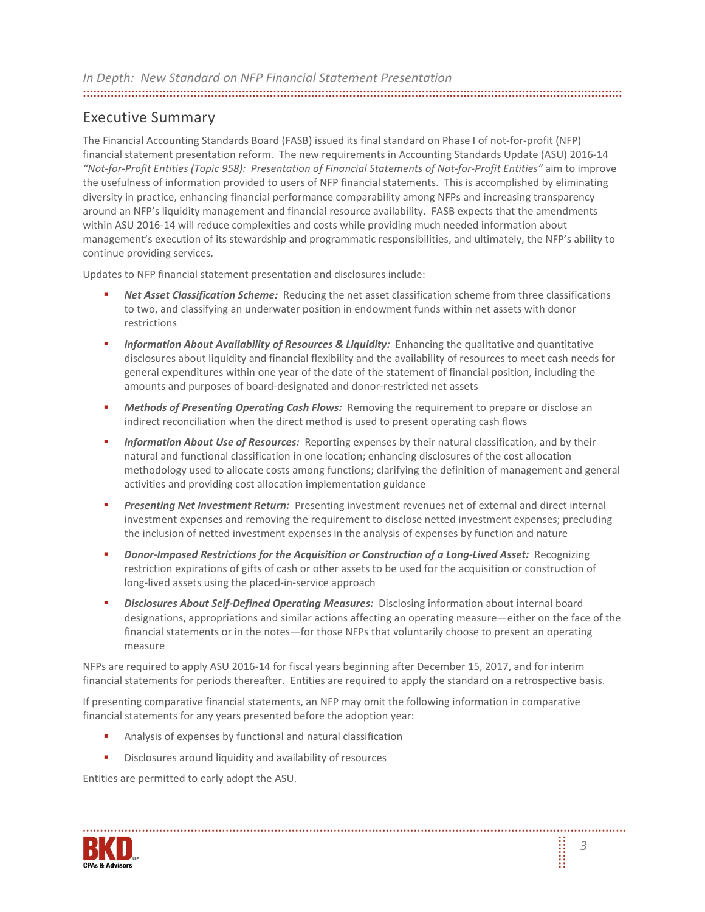## Executive Summary

The Financial Accounting Standards Board (FASB) issued its final standard on Phase I of not-for-profit (NFP) financial statement presentation reform. The new requirements in Accounting Standards Update (ASU) 2016-14 *"Not-for-Profit Entities (Topic 958): Presentation of Financial Statements of Not-for-Profit Entities"* aim to improve the usefulness of information provided to users of NFP financial statements. This is accomplished by eliminating diversity in practice, enhancing financial performance comparability among NFPs and increasing transparency around an NFP's liquidity management and financial resource availability. FASB expects that the amendments within ASU 2016-14 will reduce complexities and costs while providing much needed information about management's execution of its stewardship and programmatic responsibilities, and ultimately, the NFP's ability to continue providing services.

Updates to NFP financial statement presentation and disclosures include:

- ***Net Asset Classification Scheme:*** Reducing the net asset classification scheme from three classifications to two, and classifying an underwater position in endowment funds within net assets with donor restrictions
- ***Information About Availability of Resources & Liquidity:*** Enhancing the qualitative and quantitative disclosures about liquidity and financial flexibility and the availability of resources to meet cash needs for general expenditures within one year of the date of the statement of financial position, including the amounts and purposes of board-designated and donor-restricted net assets
- ***Methods of Presenting Operating Cash Flows:*** Removing the requirement to prepare or disclose an indirect reconciliation when the direct method is used to present operating cash flows
- ***Information About Use of Resources:*** Reporting expenses by their natural classification, and by their natural and functional classification in one location; enhancing disclosures of the cost allocation methodology used to allocate costs among functions; clarifying the definition of management and general activities and providing cost allocation implementation guidance
- ***Presenting Net Investment Return:*** Presenting investment revenues net of external and direct internal investment expenses and removing the requirement to disclose netted investment expenses; precluding the inclusion of netted investment expenses in the analysis of expenses by function and nature
- ***Donor-Imposed Restrictions for the Acquisition or Construction of a Long-Lived Asset:*** Recognizing restriction expirations of gifts of cash or other assets to be used for the acquisition or construction of long-lived assets using the placed-in-service approach
- ***Disclosures About Self-Defined Operating Measures:*** Disclosing information about internal board designations, appropriations and similar actions affecting an operating measure—either on the face of the financial statements or in the notes—for those NFPs that voluntarily choose to present an operating measure

NFPs are required to apply ASU 2016-14 for fiscal years beginning after December 15, 2017, and for interim financial statements for periods thereafter. Entities are required to apply the standard on a retrospective basis.

If presenting comparative financial statements, an NFP may omit the following information in comparative financial statements for any years presented before the adoption year:

- Analysis of expenses by functional and natural classification
- Disclosures around liquidity and availability of resources

Entities are permitted to early adopt the ASU.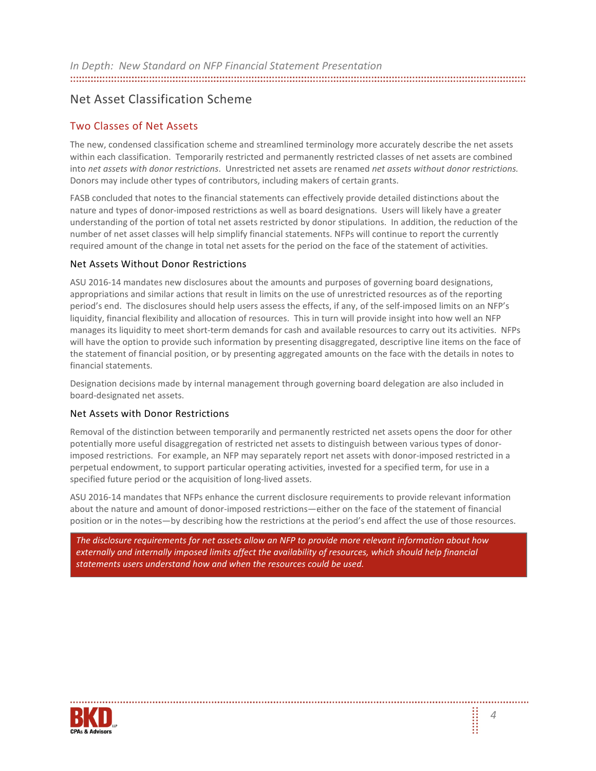## Net Asset Classification Scheme

### Two Classes of Net Assets

The new, condensed classification scheme and streamlined terminology more accurately describe the net assets within each classification. Temporarily restricted and permanently restricted classes of net assets are combined into *net assets with donor restrictions*. Unrestricted net assets are renamed *net assets without donor restrictions.* Donors may include other types of contributors, including makers of certain grants.

FASB concluded that notes to the financial statements can effectively provide detailed distinctions about the nature and types of donor-imposed restrictions as well as board designations. Users will likely have a greater understanding of the portion of total net assets restricted by donor stipulations. In addition, the reduction of the number of net asset classes will help simplify financial statements. NFPs will continue to report the currently required amount of the change in total net assets for the period on the face of the statement of activities.

#### Net Assets Without Donor Restrictions

ASU 2016-14 mandates new disclosures about the amounts and purposes of governing board designations, appropriations and similar actions that result in limits on the use of unrestricted resources as of the reporting period's end. The disclosures should help users assess the effects, if any, of the self-imposed limits on an NFP's liquidity, financial flexibility and allocation of resources. This in turn will provide insight into how well an NFP manages its liquidity to meet short-term demands for cash and available resources to carry out its activities. NFPs will have the option to provide such information by presenting disaggregated, descriptive line items on the face of the statement of financial position, or by presenting aggregated amounts on the face with the details in notes to financial statements.

Designation decisions made by internal management through governing board delegation are also included in board-designated net assets.

#### Net Assets with Donor Restrictions

Removal of the distinction between temporarily and permanently restricted net assets opens the door for other potentially more useful disaggregation of restricted net assets to distinguish between various types of donor-imposed restrictions. For example, an NFP may separately report net assets with donor-imposed restricted in a perpetual endowment, to support particular operating activities, invested for a specified term, for use in a specified future period or the acquisition of long-lived assets.

ASU 2016-14 mandates that NFPs enhance the current disclosure requirements to provide relevant information about the nature and amount of donor-imposed restrictions—either on the face of the statement of financial position or in the notes—by describing how the restrictions at the period's end affect the use of those resources.

*The disclosure requirements for net assets allow an NFP to provide more relevant information about how externally and internally imposed limits affect the availability of resources, which should help financial statements users understand how and when the resources could be used.*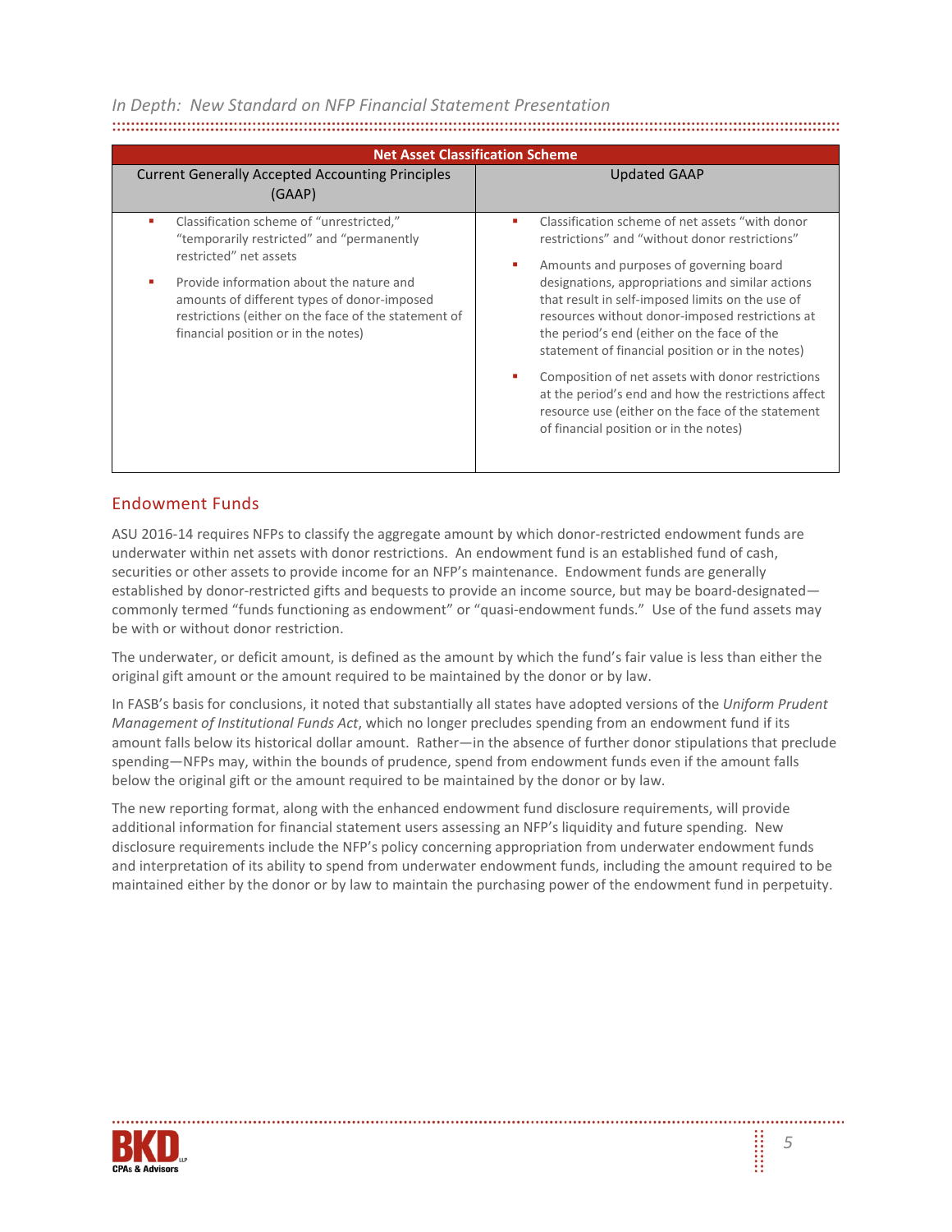| Net Asset Classification Scheme | |
|---|---|
| Current Generally Accepted Accounting Principles (GAAP) | Updated GAAP |
| • Classification scheme of "unrestricted," "temporarily restricted" and "permanently restricted" net assets<br>• Provide information about the nature and amounts of different types of donor-imposed restrictions (either on the face of the statement of financial position or in the notes) | • Classification scheme of net assets "with donor restrictions" and "without donor restrictions"<br>• Amounts and purposes of governing board designations, appropriations and similar actions that result in self-imposed limits on the use of resources without donor-imposed restrictions at the period's end (either on the face of the statement of financial position or in the notes)<br>• Composition of net assets with donor restrictions at the period's end and how the restrictions affect resource use (either on the face of the statement of financial position or in the notes) |

## Endowment Funds

ASU 2016-14 requires NFPs to classify the aggregate amount by which donor-restricted endowment funds are underwater within net assets with donor restrictions. An endowment fund is an established fund of cash, securities or other assets to provide income for an NFP's maintenance. Endowment funds are generally established by donor-restricted gifts and bequests to provide an income source, but may be board-designated—commonly termed "funds functioning as endowment" or "quasi-endowment funds." Use of the fund assets may be with or without donor restriction.

The underwater, or deficit amount, is defined as the amount by which the fund's fair value is less than either the original gift amount or the amount required to be maintained by the donor or by law.

In FASB's basis for conclusions, it noted that substantially all states have adopted versions of the *Uniform Prudent Management of Institutional Funds Act*, which no longer precludes spending from an endowment fund if its amount falls below its historical dollar amount. Rather—in the absence of further donor stipulations that preclude spending—NFPs may, within the bounds of prudence, spend from endowment funds even if the amount falls below the original gift or the amount required to be maintained by the donor or by law.

The new reporting format, along with the enhanced endowment fund disclosure requirements, will provide additional information for financial statement users assessing an NFP's liquidity and future spending. New disclosure requirements include the NFP's policy concerning appropriation from underwater endowment funds and interpretation of its ability to spend from underwater endowment funds, including the amount required to be maintained either by the donor or by law to maintain the purchasing power of the endowment fund in perpetuity.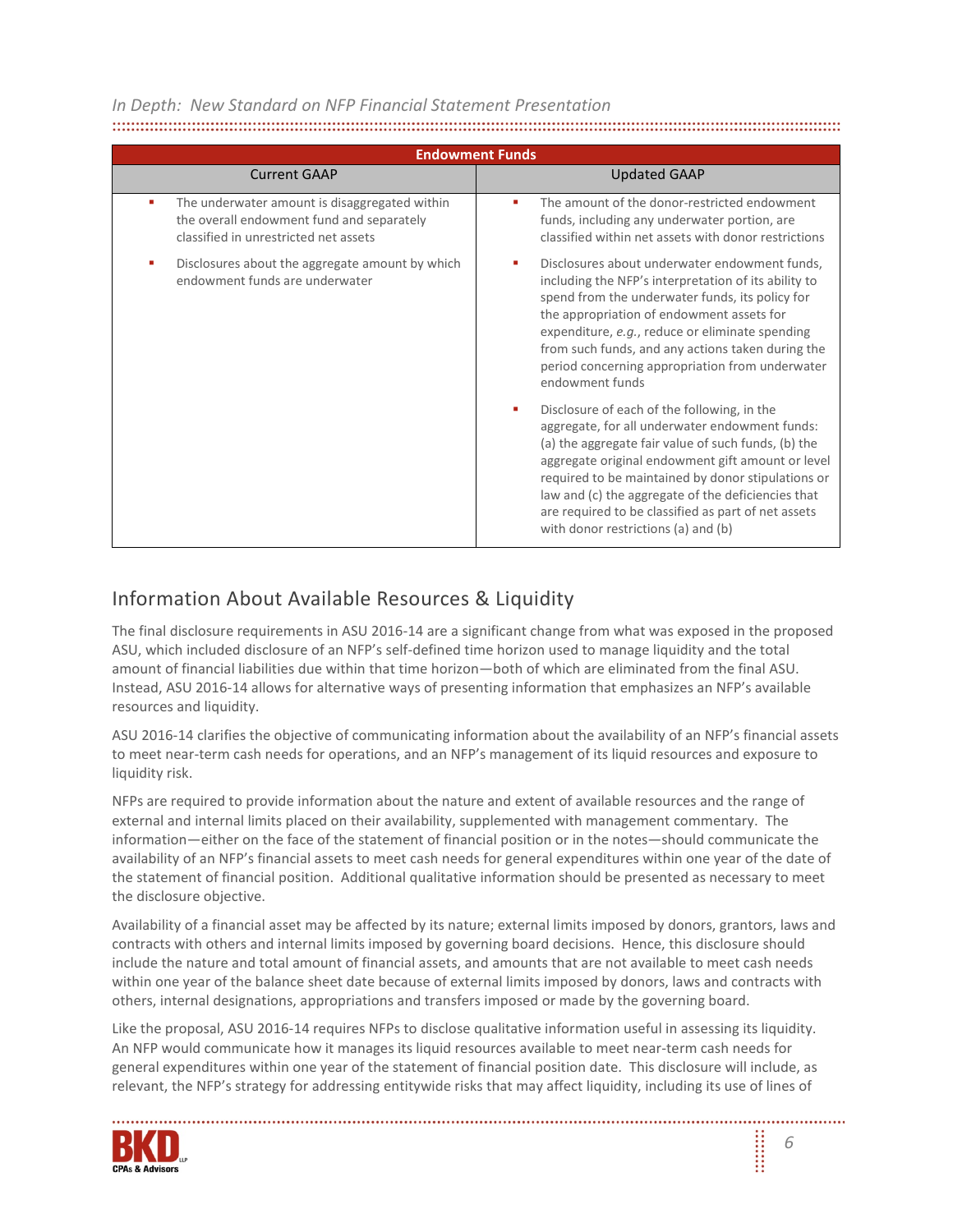| Endowment Funds | |
|---|---|
| **Current GAAP** | **Updated GAAP** |
| ▪ The underwater amount is disaggregated within the overall endowment fund and separately classified in unrestricted net assets<br><br>▪ Disclosures about the aggregate amount by which endowment funds are underwater | ▪ The amount of the donor-restricted endowment funds, including any underwater portion, are classified within net assets with donor restrictions<br><br>▪ Disclosures about underwater endowment funds, including the NFP's interpretation of its ability to spend from the underwater funds, its policy for the appropriation of endowment assets for expenditure, *e.g.*, reduce or eliminate spending from such funds, and any actions taken during the period concerning appropriation from underwater endowment funds<br><br>▪ Disclosure of each of the following, in the aggregate, for all underwater endowment funds: (a) the aggregate fair value of such funds, (b) the aggregate original endowment gift amount or level required to be maintained by donor stipulations or law and (c) the aggregate of the deficiencies that are required to be classified as part of net assets with donor restrictions (a) and (b) |

## Information About Available Resources & Liquidity

The final disclosure requirements in ASU 2016-14 are a significant change from what was exposed in the proposed ASU, which included disclosure of an NFP's self-defined time horizon used to manage liquidity and the total amount of financial liabilities due within that time horizon—both of which are eliminated from the final ASU. Instead, ASU 2016-14 allows for alternative ways of presenting information that emphasizes an NFP's available resources and liquidity.

ASU 2016-14 clarifies the objective of communicating information about the availability of an NFP's financial assets to meet near-term cash needs for operations, and an NFP's management of its liquid resources and exposure to liquidity risk.

NFPs are required to provide information about the nature and extent of available resources and the range of external and internal limits placed on their availability, supplemented with management commentary. The information—either on the face of the statement of financial position or in the notes—should communicate the availability of an NFP's financial assets to meet cash needs for general expenditures within one year of the date of the statement of financial position. Additional qualitative information should be presented as necessary to meet the disclosure objective.

Availability of a financial asset may be affected by its nature; external limits imposed by donors, grantors, laws and contracts with others and internal limits imposed by governing board decisions. Hence, this disclosure should include the nature and total amount of financial assets, and amounts that are not available to meet cash needs within one year of the balance sheet date because of external limits imposed by donors, laws and contracts with others, internal designations, appropriations and transfers imposed or made by the governing board.

Like the proposal, ASU 2016-14 requires NFPs to disclose qualitative information useful in assessing its liquidity. An NFP would communicate how it manages its liquid resources available to meet near-term cash needs for general expenditures within one year of the statement of financial position date. This disclosure will include, as relevant, the NFP's strategy for addressing entitywide risks that may affect liquidity, including its use of lines of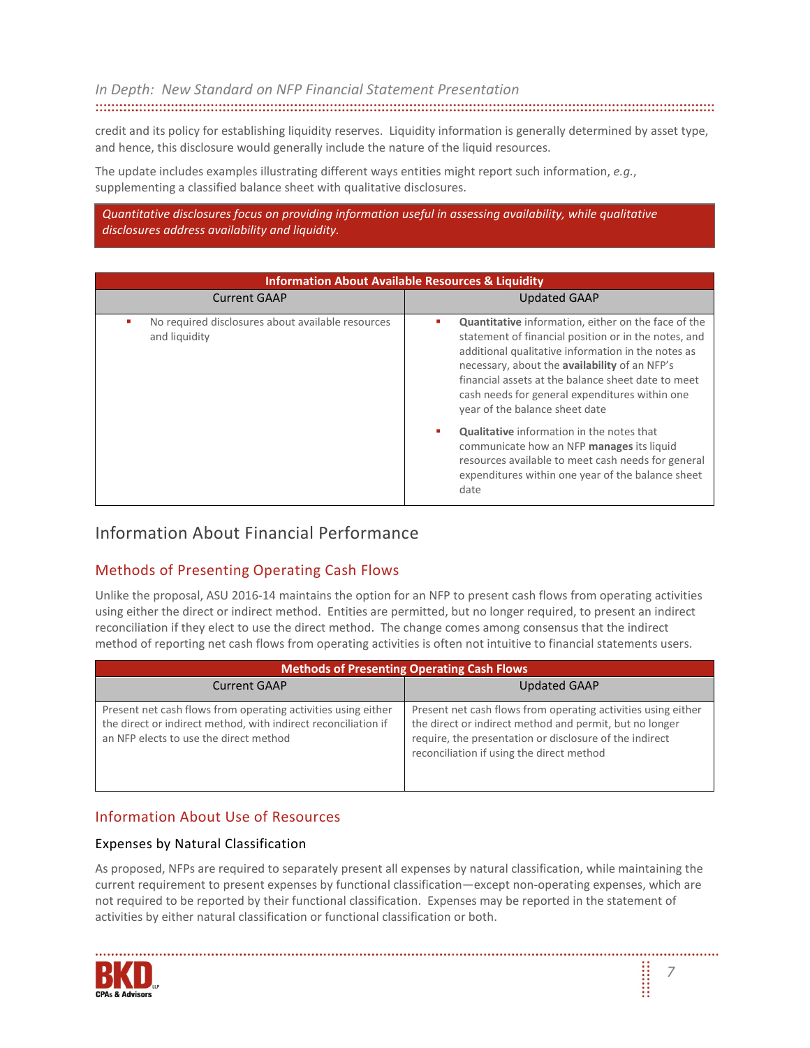credit and its policy for establishing liquidity reserves. Liquidity information is generally determined by asset type, and hence, this disclosure would generally include the nature of the liquid resources.

The update includes examples illustrating different ways entities might report such information, *e.g.*, supplementing a classified balance sheet with qualitative disclosures.

*Quantitative disclosures focus on providing information useful in assessing availability, while qualitative disclosures address availability and liquidity.*

| Information About Available Resources & Liquidity | |
|---|---|
| Current GAAP | Updated GAAP |
| ▪ No required disclosures about available resources and liquidity | ▪ **Quantitative** information, either on the face of the statement of financial position or in the notes, and additional qualitative information in the notes as necessary, about the **availability** of an NFP's financial assets at the balance sheet date to meet cash needs for general expenditures within one year of the balance sheet date<br>▪ **Qualitative** information in the notes that communicate how an NFP **manages** its liquid resources available to meet cash needs for general expenditures within one year of the balance sheet date |

## Information About Financial Performance

### Methods of Presenting Operating Cash Flows

Unlike the proposal, ASU 2016-14 maintains the option for an NFP to present cash flows from operating activities using either the direct or indirect method. Entities are permitted, but no longer required, to present an indirect reconciliation if they elect to use the direct method. The change comes among consensus that the indirect method of reporting net cash flows from operating activities is often not intuitive to financial statements users.

| Methods of Presenting Operating Cash Flows | |
|---|---|
| Current GAAP | Updated GAAP |
| Present net cash flows from operating activities using either the direct or indirect method, with indirect reconciliation if an NFP elects to use the direct method | Present net cash flows from operating activities using either the direct or indirect method and permit, but no longer require, the presentation or disclosure of the indirect reconciliation if using the direct method |

### Information About Use of Resources

#### Expenses by Natural Classification

As proposed, NFPs are required to separately present all expenses by natural classification, while maintaining the current requirement to present expenses by functional classification—except non-operating expenses, which are not required to be reported by their functional classification. Expenses may be reported in the statement of activities by either natural classification or functional classification or both.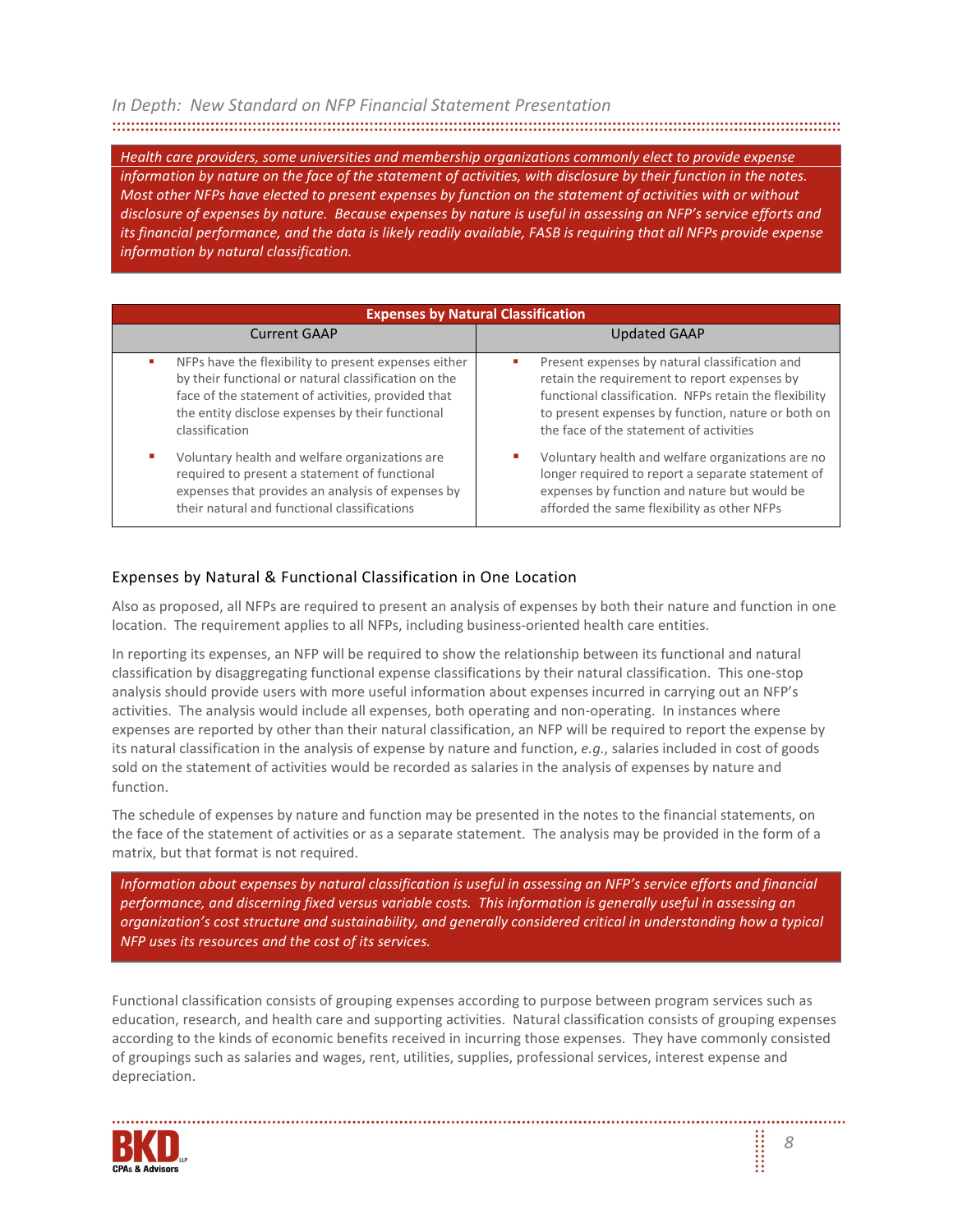*Health care providers, some universities and membership organizations commonly elect to provide expense information by nature on the face of the statement of activities, with disclosure by their function in the notes. Most other NFPs have elected to present expenses by function on the statement of activities with or without disclosure of expenses by nature. Because expenses by nature is useful in assessing an NFP's service efforts and its financial performance, and the data is likely readily available, FASB is requiring that all NFPs provide expense information by natural classification.*

| Expenses by Natural Classification | |
|---|---|
| **Current GAAP** | **Updated GAAP** |
| ▪ NFPs have the flexibility to present expenses either by their functional or natural classification on the face of the statement of activities, provided that the entity disclose expenses by their functional classification | ▪ Present expenses by natural classification and retain the requirement to report expenses by functional classification. NFPs retain the flexibility to present expenses by function, nature or both on the face of the statement of activities |
| ▪ Voluntary health and welfare organizations are required to present a statement of functional expenses that provides an analysis of expenses by their natural and functional classifications | ▪ Voluntary health and welfare organizations are no longer required to report a separate statement of expenses by function and nature but would be afforded the same flexibility as other NFPs |

## Expenses by Natural & Functional Classification in One Location

Also as proposed, all NFPs are required to present an analysis of expenses by both their nature and function in one location. The requirement applies to all NFPs, including business-oriented health care entities.

In reporting its expenses, an NFP will be required to show the relationship between its functional and natural classification by disaggregating functional expense classifications by their natural classification. This one-stop analysis should provide users with more useful information about expenses incurred in carrying out an NFP's activities. The analysis would include all expenses, both operating and non-operating. In instances where expenses are reported by other than their natural classification, an NFP will be required to report the expense by its natural classification in the analysis of expense by nature and function, *e.g.*, salaries included in cost of goods sold on the statement of activities would be recorded as salaries in the analysis of expenses by nature and function.

The schedule of expenses by nature and function may be presented in the notes to the financial statements, on the face of the statement of activities or as a separate statement. The analysis may be provided in the form of a matrix, but that format is not required.

*Information about expenses by natural classification is useful in assessing an NFP's service efforts and financial performance, and discerning fixed versus variable costs. This information is generally useful in assessing an organization's cost structure and sustainability, and generally considered critical in understanding how a typical NFP uses its resources and the cost of its services.*

Functional classification consists of grouping expenses according to purpose between program services such as education, research, and health care and supporting activities. Natural classification consists of grouping expenses according to the kinds of economic benefits received in incurring those expenses. They have commonly consisted of groupings such as salaries and wages, rent, utilities, supplies, professional services, interest expense and depreciation.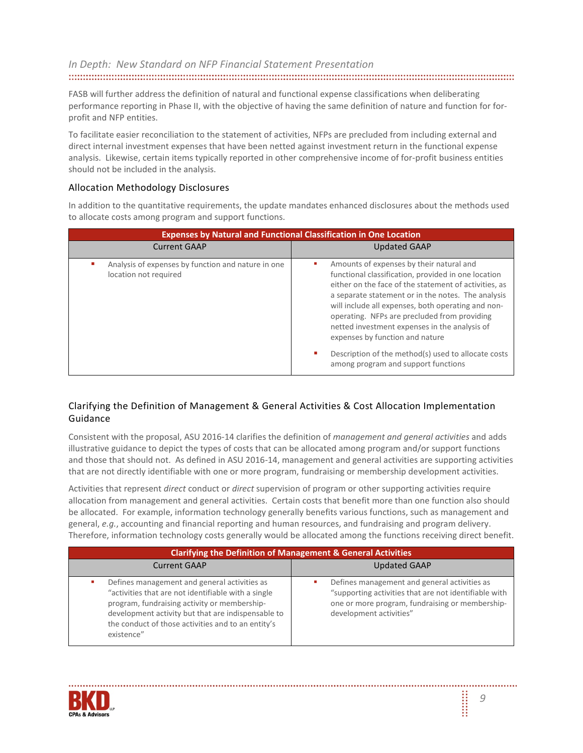FASB will further address the definition of natural and functional expense classifications when deliberating performance reporting in Phase II, with the objective of having the same definition of nature and function for for-profit and NFP entities.

To facilitate easier reconciliation to the statement of activities, NFPs are precluded from including external and direct internal investment expenses that have been netted against investment return in the functional expense analysis. Likewise, certain items typically reported in other comprehensive income of for-profit business entities should not be included in the analysis.

## Allocation Methodology Disclosures

In addition to the quantitative requirements, the update mandates enhanced disclosures about the methods used to allocate costs among program and support functions.

| **Expenses by Natural and Functional Classification in One Location** | |
|---|---|
| Current GAAP | Updated GAAP |
| ▪ Analysis of expenses by function and nature in one location not required | ▪ Amounts of expenses by their natural and functional classification, provided in one location either on the face of the statement of activities, as a separate statement or in the notes. The analysis will include all expenses, both operating and non-operating. NFPs are precluded from providing netted investment expenses in the analysis of expenses by function and nature<br>▪ Description of the method(s) used to allocate costs among program and support functions |

## Clarifying the Definition of Management & General Activities & Cost Allocation Implementation Guidance

Consistent with the proposal, ASU 2016-14 clarifies the definition of *management and general activities* and adds illustrative guidance to depict the types of costs that can be allocated among program and/or support functions and those that should not. As defined in ASU 2016-14, management and general activities are supporting activities that are not directly identifiable with one or more program, fundraising or membership development activities.

Activities that represent *direct* conduct or *direct* supervision of program or other supporting activities require allocation from management and general activities. Certain costs that benefit more than one function also should be allocated. For example, information technology generally benefits various functions, such as management and general, *e.g.*, accounting and financial reporting and human resources, and fundraising and program delivery. Therefore, information technology costs generally would be allocated among the functions receiving direct benefit.

| **Clarifying the Definition of Management & General Activities** | |
|---|---|
| Current GAAP | Updated GAAP |
| ▪ Defines management and general activities as "activities that are not identifiable with a single program, fundraising activity or membership-development activity but that are indispensable to the conduct of those activities and to an entity's existence" | ▪ Defines management and general activities as "supporting activities that are not identifiable with one or more program, fundraising or membership-development activities" |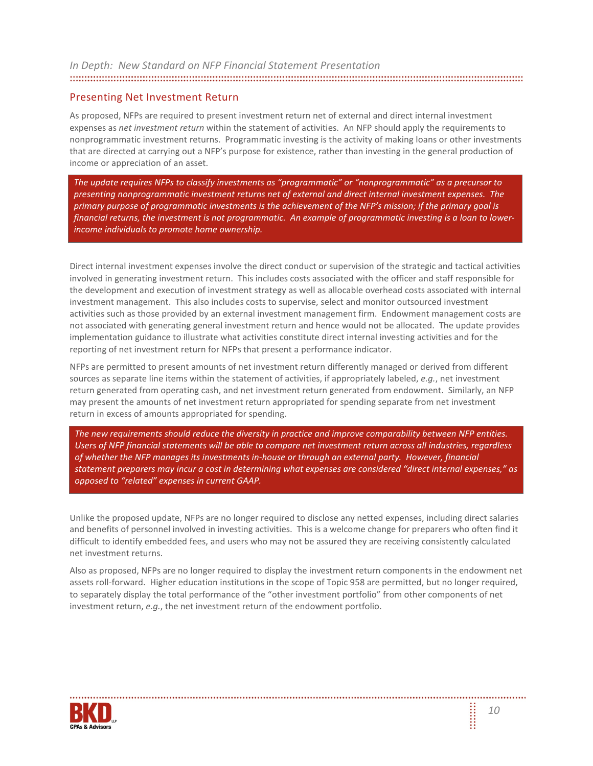## Presenting Net Investment Return

As proposed, NFPs are required to present investment return net of external and direct internal investment expenses as *net investment return* within the statement of activities. An NFP should apply the requirements to nonprogrammatic investment returns. Programmatic investing is the activity of making loans or other investments that are directed at carrying out a NFP's purpose for existence, rather than investing in the general production of income or appreciation of an asset.

> *The update requires NFPs to classify investments as "programmatic" or "nonprogrammatic" as a precursor to presenting nonprogrammatic investment returns net of external and direct internal investment expenses. The primary purpose of programmatic investments is the achievement of the NFP's mission; if the primary goal is financial returns, the investment is not programmatic. An example of programmatic investing is a loan to lower-income individuals to promote home ownership.*

Direct internal investment expenses involve the direct conduct or supervision of the strategic and tactical activities involved in generating investment return. This includes costs associated with the officer and staff responsible for the development and execution of investment strategy as well as allocable overhead costs associated with internal investment management. This also includes costs to supervise, select and monitor outsourced investment activities such as those provided by an external investment management firm. Endowment management costs are not associated with generating general investment return and hence would not be allocated. The update provides implementation guidance to illustrate what activities constitute direct internal investing activities and for the reporting of net investment return for NFPs that present a performance indicator.

NFPs are permitted to present amounts of net investment return differently managed or derived from different sources as separate line items within the statement of activities, if appropriately labeled, *e.g.*, net investment return generated from operating cash, and net investment return generated from endowment. Similarly, an NFP may present the amounts of net investment return appropriated for spending separate from net investment return in excess of amounts appropriated for spending.

> *The new requirements should reduce the diversity in practice and improve comparability between NFP entities. Users of NFP financial statements will be able to compare net investment return across all industries, regardless of whether the NFP manages its investments in-house or through an external party. However, financial statement preparers may incur a cost in determining what expenses are considered "direct internal expenses," as opposed to "related" expenses in current GAAP.*

Unlike the proposed update, NFPs are no longer required to disclose any netted expenses, including direct salaries and benefits of personnel involved in investing activities. This is a welcome change for preparers who often find it difficult to identify embedded fees, and users who may not be assured they are receiving consistently calculated net investment returns.

Also as proposed, NFPs are no longer required to display the investment return components in the endowment net assets roll-forward. Higher education institutions in the scope of Topic 958 are permitted, but no longer required, to separately display the total performance of the "other investment portfolio" from other components of net investment return, *e.g.*, the net investment return of the endowment portfolio.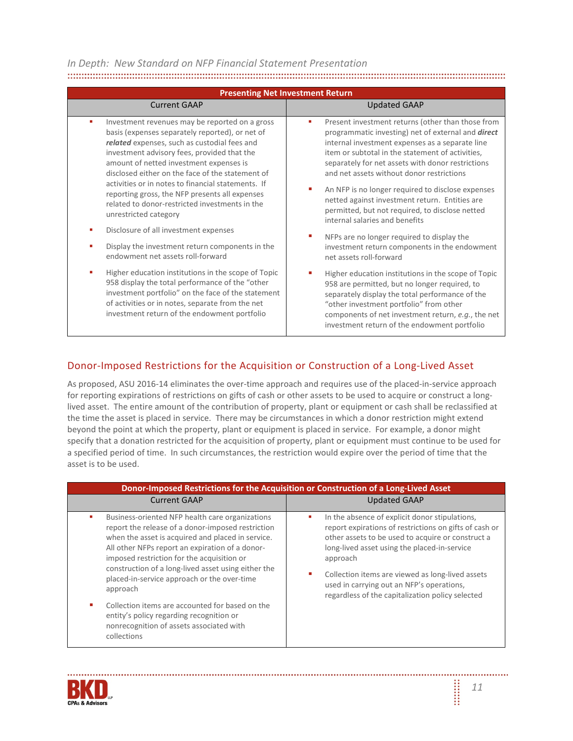| Presenting Net Investment Return | |
|---|---|
| Current GAAP | Updated GAAP |
| ▪ Investment revenues may be reported on a gross basis (expenses separately reported), or net of ***related*** expenses, such as custodial fees and investment advisory fees, provided that the amount of netted investment expenses is disclosed either on the face of the statement of activities or in notes to financial statements. If reporting gross, the NFP presents all expenses related to donor-restricted investments in the unrestricted category<br>▪ Disclosure of all investment expenses<br>▪ Display the investment return components in the endowment net assets roll-forward<br>▪ Higher education institutions in the scope of Topic 958 display the total performance of the "other investment portfolio" on the face of the statement of activities or in notes, separate from the net investment return of the endowment portfolio | ▪ Present investment returns (other than those from programmatic investing) net of external and ***direct*** internal investment expenses as a separate line item or subtotal in the statement of activities, separately for net assets with donor restrictions and net assets without donor restrictions<br>▪ An NFP is no longer required to disclose expenses netted against investment return. Entities are permitted, but not required, to disclose netted internal salaries and benefits<br>▪ NFPs are no longer required to display the investment return components in the endowment net assets roll-forward<br>▪ Higher education institutions in the scope of Topic 958 are permitted, but no longer required, to separately display the total performance of the "other investment portfolio" from other components of net investment return, *e.g.*, the net investment return of the endowment portfolio |

## Donor-Imposed Restrictions for the Acquisition or Construction of a Long-Lived Asset

As proposed, ASU 2016-14 eliminates the over-time approach and requires use of the placed-in-service approach for reporting expirations of restrictions on gifts of cash or other assets to be used to acquire or construct a long-lived asset. The entire amount of the contribution of property, plant or equipment or cash shall be reclassified at the time the asset is placed in service. There may be circumstances in which a donor restriction might extend beyond the point at which the property, plant or equipment is placed in service. For example, a donor might specify that a donation restricted for the acquisition of property, plant or equipment must continue to be used for a specified period of time. In such circumstances, the restriction would expire over the period of time that the asset is to be used.

| Donor-Imposed Restrictions for the Acquisition or Construction of a Long-Lived Asset | |
|---|---|
| Current GAAP | Updated GAAP |
| ▪ Business-oriented NFP health care organizations report the release of a donor-imposed restriction when the asset is acquired and placed in service. All other NFPs report an expiration of a donor-imposed restriction for the acquisition or construction of a long-lived asset using either the placed-in-service approach or the over-time approach<br>▪ Collection items are accounted for based on the entity's policy regarding recognition or nonrecognition of assets associated with collections | ▪ In the absence of explicit donor stipulations, report expirations of restrictions on gifts of cash or other assets to be used to acquire or construct a long-lived asset using the placed-in-service approach<br>▪ Collection items are viewed as long-lived assets used in carrying out an NFP's operations, regardless of the capitalization policy selected |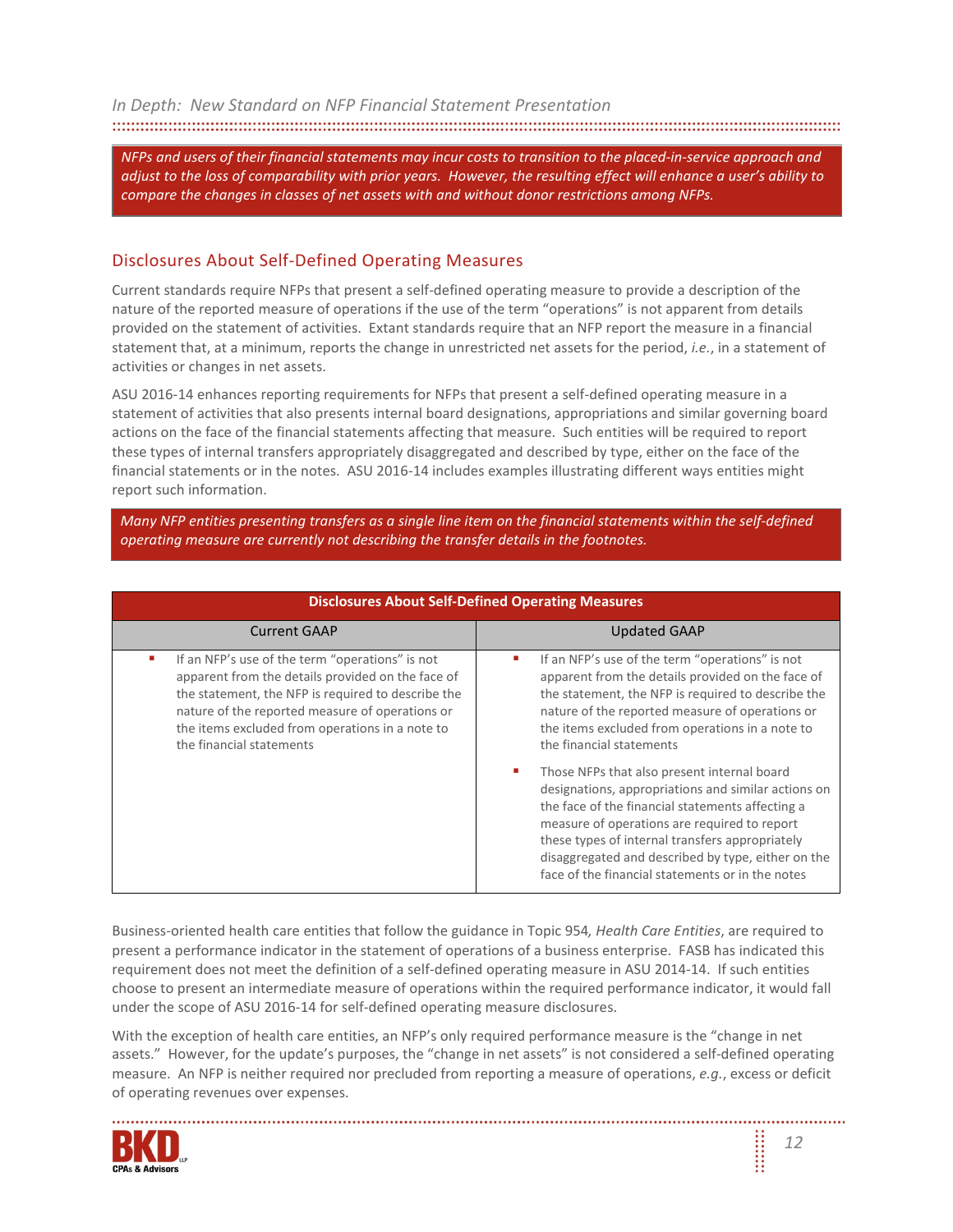*NFPs and users of their financial statements may incur costs to transition to the placed-in-service approach and adjust to the loss of comparability with prior years. However, the resulting effect will enhance a user's ability to compare the changes in classes of net assets with and without donor restrictions among NFPs.*

## Disclosures About Self-Defined Operating Measures

Current standards require NFPs that present a self-defined operating measure to provide a description of the nature of the reported measure of operations if the use of the term "operations" is not apparent from details provided on the statement of activities. Extant standards require that an NFP report the measure in a financial statement that, at a minimum, reports the change in unrestricted net assets for the period, *i.e.*, in a statement of activities or changes in net assets.

ASU 2016-14 enhances reporting requirements for NFPs that present a self-defined operating measure in a statement of activities that also presents internal board designations, appropriations and similar governing board actions on the face of the financial statements affecting that measure. Such entities will be required to report these types of internal transfers appropriately disaggregated and described by type, either on the face of the financial statements or in the notes. ASU 2016-14 includes examples illustrating different ways entities might report such information.

*Many NFP entities presenting transfers as a single line item on the financial statements within the self-defined operating measure are currently not describing the transfer details in the footnotes.*

| **Disclosures About Self-Defined Operating Measures** | |
|---|---|
| Current GAAP | Updated GAAP |
| ▪ If an NFP's use of the term "operations" is not apparent from the details provided on the face of the statement, the NFP is required to describe the nature of the reported measure of operations or the items excluded from operations in a note to the financial statements | ▪ If an NFP's use of the term "operations" is not apparent from the details provided on the face of the statement, the NFP is required to describe the nature of the reported measure of operations or the items excluded from operations in a note to the financial statements<br>▪ Those NFPs that also present internal board designations, appropriations and similar actions on the face of the financial statements affecting a measure of operations are required to report these types of internal transfers appropriately disaggregated and described by type, either on the face of the financial statements or in the notes |

Business-oriented health care entities that follow the guidance in Topic 954*, Health Care Entities*, are required to present a performance indicator in the statement of operations of a business enterprise. FASB has indicated this requirement does not meet the definition of a self-defined operating measure in ASU 2014-14. If such entities choose to present an intermediate measure of operations within the required performance indicator, it would fall under the scope of ASU 2016-14 for self-defined operating measure disclosures.

With the exception of health care entities, an NFP's only required performance measure is the "change in net assets." However, for the update's purposes, the "change in net assets" is not considered a self-defined operating measure. An NFP is neither required nor precluded from reporting a measure of operations, *e.g.*, excess or deficit of operating revenues over expenses.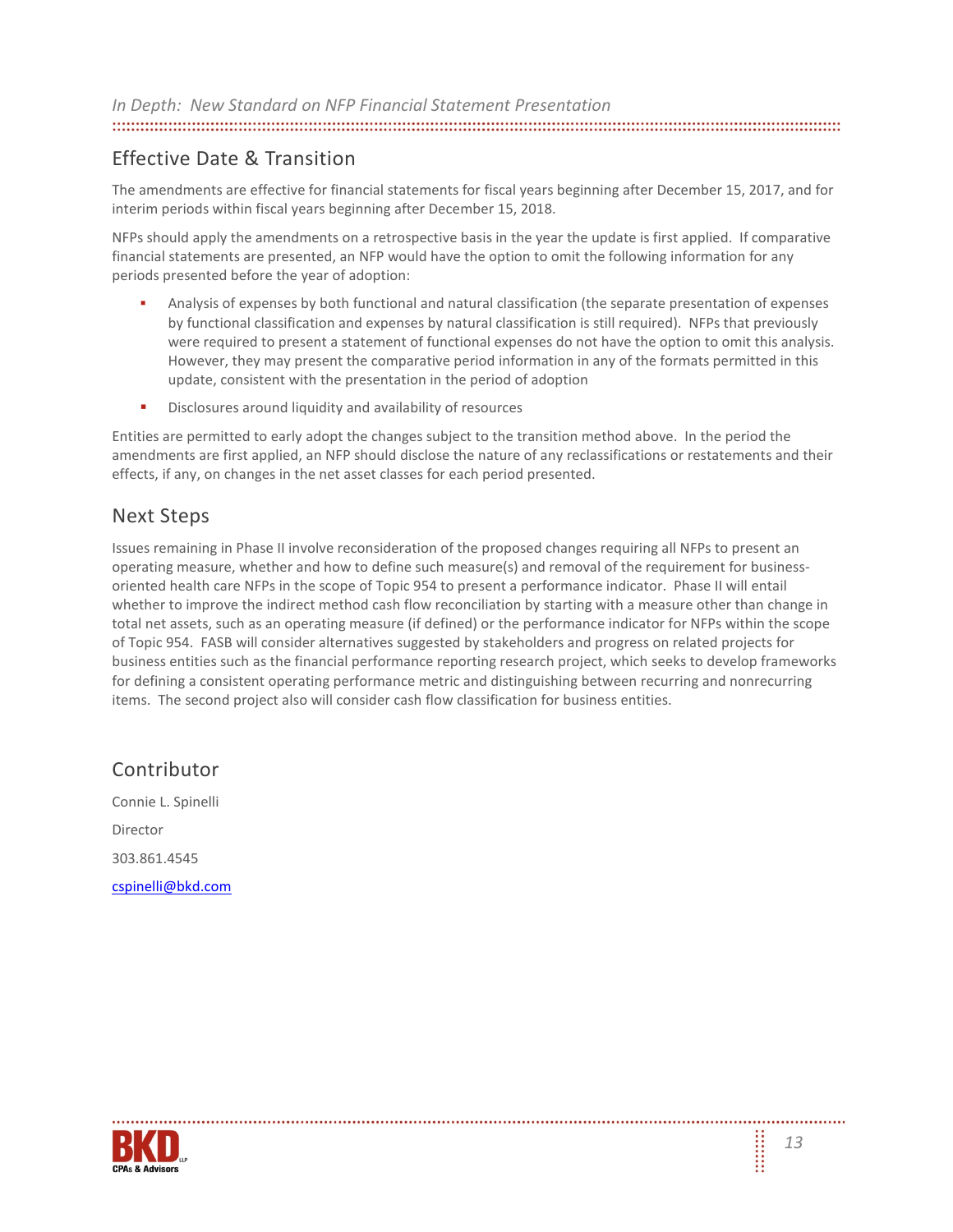## Effective Date & Transition

The amendments are effective for financial statements for fiscal years beginning after December 15, 2017, and for interim periods within fiscal years beginning after December 15, 2018.

NFPs should apply the amendments on a retrospective basis in the year the update is first applied. If comparative financial statements are presented, an NFP would have the option to omit the following information for any periods presented before the year of adoption:

- Analysis of expenses by both functional and natural classification (the separate presentation of expenses by functional classification and expenses by natural classification is still required). NFPs that previously were required to present a statement of functional expenses do not have the option to omit this analysis. However, they may present the comparative period information in any of the formats permitted in this update, consistent with the presentation in the period of adoption
- Disclosures around liquidity and availability of resources

Entities are permitted to early adopt the changes subject to the transition method above. In the period the amendments are first applied, an NFP should disclose the nature of any reclassifications or restatements and their effects, if any, on changes in the net asset classes for each period presented.

## Next Steps

Issues remaining in Phase II involve reconsideration of the proposed changes requiring all NFPs to present an operating measure, whether and how to define such measure(s) and removal of the requirement for business-oriented health care NFPs in the scope of Topic 954 to present a performance indicator. Phase II will entail whether to improve the indirect method cash flow reconciliation by starting with a measure other than change in total net assets, such as an operating measure (if defined) or the performance indicator for NFPs within the scope of Topic 954. FASB will consider alternatives suggested by stakeholders and progress on related projects for business entities such as the financial performance reporting research project, which seeks to develop frameworks for defining a consistent operating performance metric and distinguishing between recurring and nonrecurring items. The second project also will consider cash flow classification for business entities.

## Contributor

Connie L. Spinelli

Director

303.861.4545

cspinelli@bkd.com